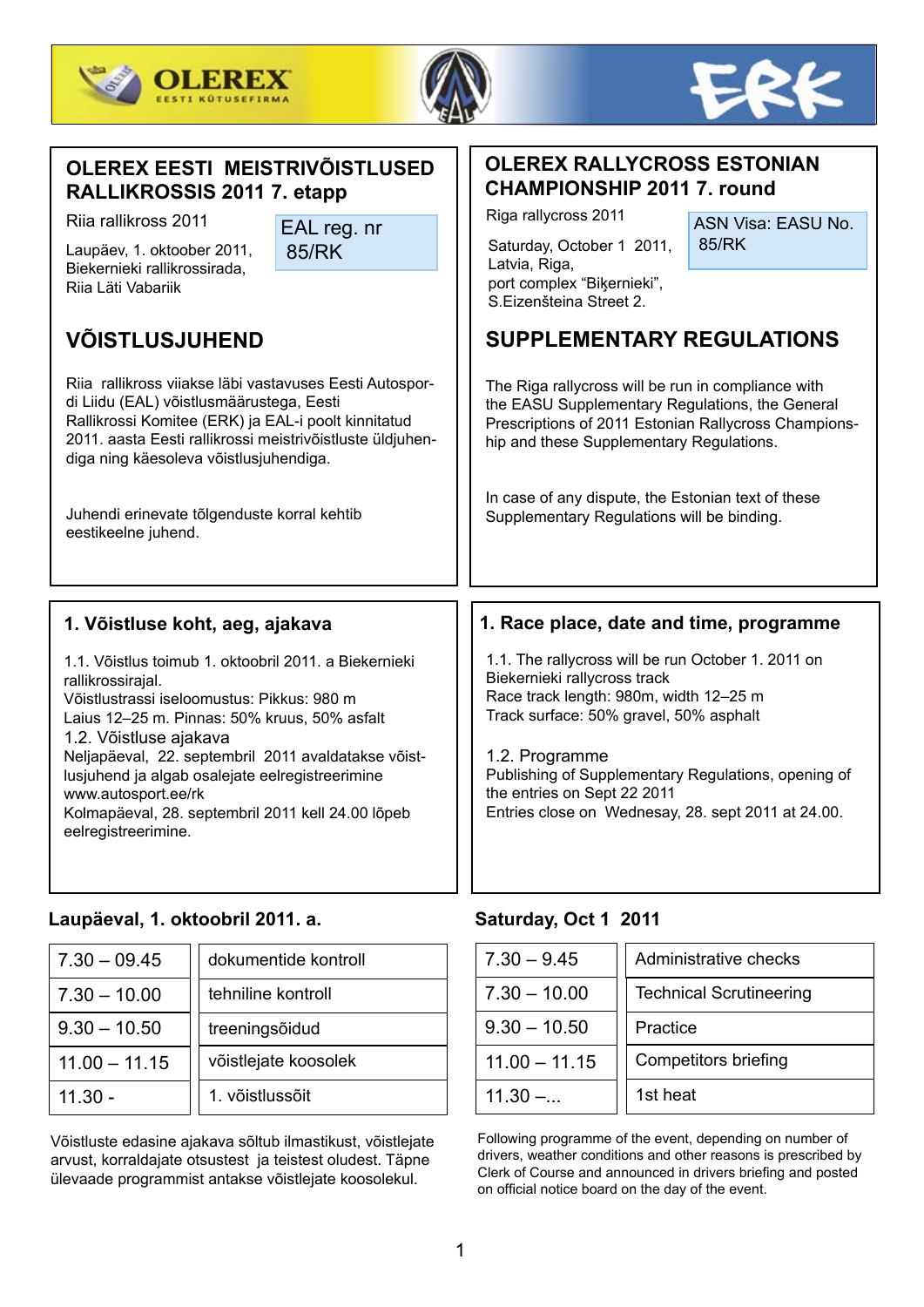## OLEREX EESTI MEISTRIVÕISTLUSED RALLIKROSSIS 2011 7. etapp

Riia rallikross 2011

Laupäev, 1. oktoober 2011, Biekernieki rallikrossirada, Riia Läti Vabariik

EAL reg. nr 85/RK

## VÕISTLUSJUHEND

Riia rallikross viiakse läbi vastavuses Eesti Autospordi Liidu (EAL) võistlusmäärustega, Eesti Rallikrossi Komitee (ERK) ja EAL-i poolt kinnitatud 2011. aasta Eesti rallikrossi meistrivõistluste üldjuhendiga ning käesoleva võistlusjuhendiga.

Juhendi erinevate tõlgenduste korral kehtib eestikeelne juhend.

## OLEREX RALLYCROSS ESTONIAN CHAMPIONSHIP 2011 7. round

Riga rallycross 2011

Saturday, October 1 2011, Latvia, Riga, port complex "Biķernieki", S.Eizenšteina Street 2.

ASN Visa: EASU No. 85/RK

## SUPPLEMENTARY REGULATIONS

The Riga rallycross will be run in compliance with the EASU Supplementary Regulations, the General Prescriptions of 2011 Estonian Rallycross Championship and these Supplementary Regulations.

In case of any dispute, the Estonian text of these Supplementary Regulations will be binding.

### 1. Võistluse koht, aeg, ajakava

1.1. Võistlus toimub 1. oktoobril 2011. a Biekernieki rallikrossirajal.
Võistlustrassi iseloomustus: Pikkus: 980 m
Laius 12–25 m. Pinnas: 50% kruus, 50% asfalt

1.2. Võistluse ajakava
Neljapäeval, 22. septembril 2011 avaldatakse võistlusjuhend ja algab osalejate eelregistreerimine www.autosport.ee/rk
Kolmapäeval, 28. septembril 2011 kell 24.00 lõpeb eelregistreerimine.

**Laupäeval, 1. oktoobril 2011. a.**

| | |
|---|---|
| 7.30 – 09.45 | dokumentide kontroll |
| 7.30 – 10.00 | tehniline kontroll |
| 9.30 – 10.50 | treeningsõidud |
| 11.00 – 11.15 | võistlejate koosolek |
| 11.30 - | 1. võistlussõit |

Võistluste edasine ajakava sõltub ilmastikust, võistlejate arvust, korraldajate otsustest ja teistest oludest. Täpne ülevaade programmist antakse võistlejate koosolekul.

### 1. Race place, date and time, programme

1.1. The rallycross will be run October 1. 2011 on Biekernieki rallycross track
Race track length: 980m, width 12–25 m
Track surface: 50% gravel, 50% asphalt

1.2. Programme
Publishing of Supplementary Regulations, opening of the entries on Sept 22 2011
Entries close on Wednesay, 28. sept 2011 at 24.00.

**Saturday, Oct 1 2011**

| | |
|---|---|
| 7.30 – 9.45 | Administrative checks |
| 7.30 – 10.00 | Technical Scrutineering |
| 9.30 – 10.50 | Practice |
| 11.00 – 11.15 | Competitors briefing |
| 11.30 –... | 1st heat |

Following programme of the event, depending on number of drivers, weather conditions and other reasons is prescribed by Clerk of Course and announced in drivers briefing and posted on official notice board on the day of the event.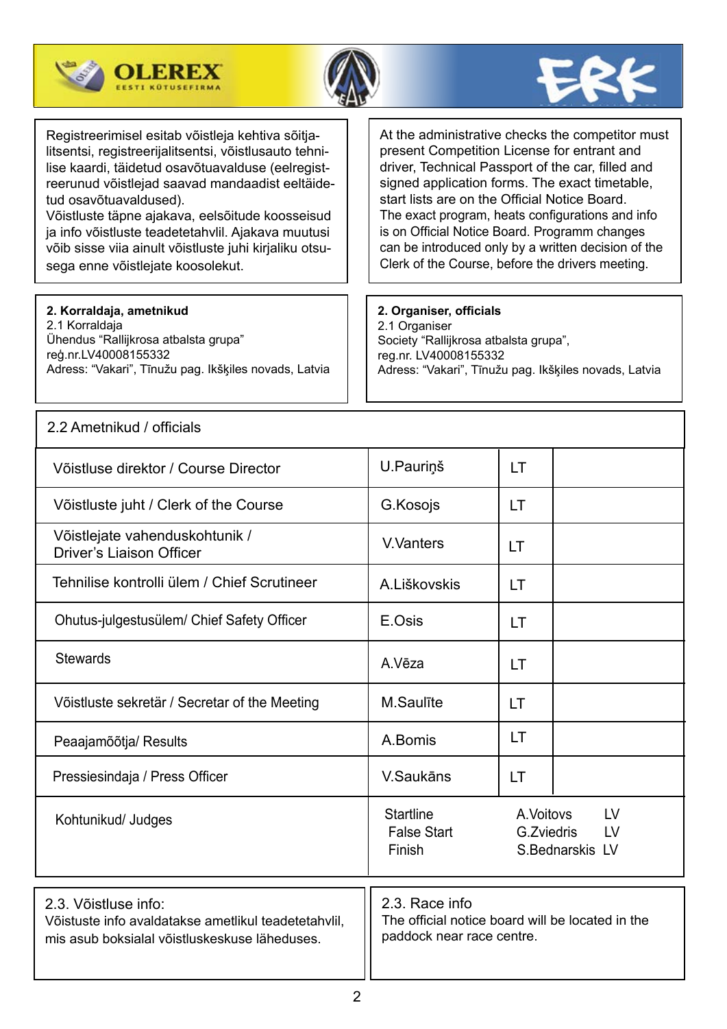Registreerimisel esitab võistleja kehtiva sõitjalitsentsi, registreerijalitsentsi, võistlusauto tehnilise kaardi, täidetud osavõtuavalduse (eelregistreerunud võistlejad saavad mandaadist eeltäidetud osavõtuavaldused).
Võistluste täpne ajakava, eelsõitude koosseisud ja info võistluste teadetetahvlil. Ajakava muutusi võib sisse viia ainult võistluste juhi kirjaliku otsusega enne võistlejate koosolekut.

At the administrative checks the competitor must present Competition License for entrant and driver, Technical Passport of the car, filled and signed application forms. The exact timetable, start lists are on the Official Notice Board.
The exact program, heats configurations and info is on Official Notice Board. Programm changes can be introduced only by a written decision of the Clerk of the Course, before the drivers meeting.

**2. Korraldaja, ametnikud**
2.1 Korraldaja
Ühendus "Rallijkrosa atbalsta grupa"
reģ.nr.LV40008155332
Adress: "Vakari", Tīnužu pag. Ikšķiles novads, Latvia

**2. Organiser, officials**
2.1 Organiser
Society "Rallijkrosa atbalsta grupa",
reg.nr. LV40008155332
Adress: "Vakari", Tīnužu pag. Ikšķiles novads, Latvia

2.2 Ametnikud / officials

| | | | |
|---|---|---|---|
| Võistluse direktor / Course Director | U.Pauriņš | LT | |
| Võistluste juht / Clerk of the Course | G.Kosojs | LT | |
| Võistlejate vahenduskohtunik / Driver's Liaison Officer | V.Vanters | LT | |
| Tehnilise kontrolli ülem / Chief Scrutineer | A.Liškovskis | LT | |
| Ohutus-julgestusülem/ Chief Safety Officer | E.Osis | LT | |
| Stewards | A.Vēza | LT | |
| Võistluste sekretär / Secretar of the Meeting | M.Saulīte | LT | |
| Peaajamõõtja/ Results | A.Bomis | LT | |
| Pressiesindaja / Press Officer | V.Saukāns | LT | |
| Kohtunikud/ Judges | Startline<br>False Start<br>Finish | A.Voitovs LV<br>G.Zviedris LV<br>S.Bednarskis LV | |

2.3. Võistluse info:
Võistuste info avaldatakse ametlikul teadetetahvlil, mis asub boksialal võistluskeskuse läheduses.

2.3. Race info
The official notice board will be located in the paddock near race centre.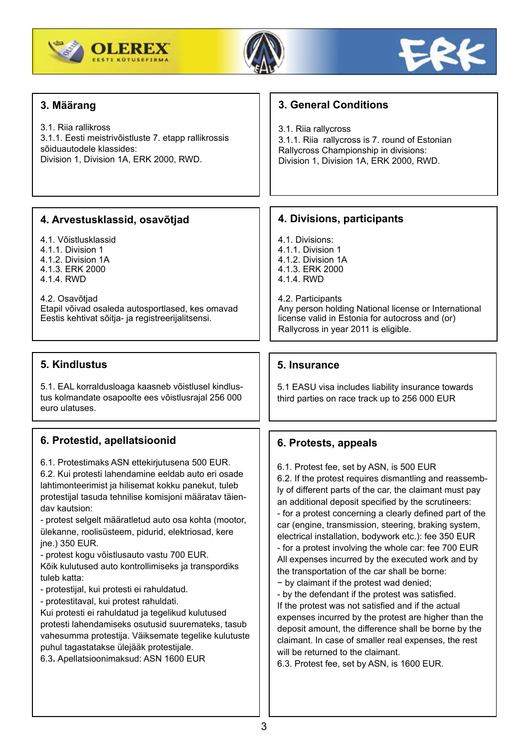## 3. Määrang

3.1. Riia rallikross
3.1.1. Eesti meistrivõistluste 7. etapp rallikrossis sõiduautodele klassides:
Division 1, Division 1A, ERK 2000, RWD.

## 3. General Conditions

3.1. Riia rallycross
3.1.1. Riia rallycross is 7. round of Estonian Rallycross Championship in divisions:
Division 1, Division 1A, ERK 2000, RWD.

## 4. Arvestusklassid, osavõtjad

4.1. Võistlusklassid
4.1.1. Division 1
4.1.2. Division 1A
4.1.3. ERK 2000
4.1.4. RWD

4.2. Osavõtjad
Etapil võivad osaleda autosportlased, kes omavad Eestis kehtivat sõitja- ja registreerijalitsensi.

## 4. Divisions, participants

4.1. Divisions:
4.1.1. Division 1
4.1.2. Division 1A
4.1.3. ERK 2000
4.1.4. RWD

4.2. Participants
Any person holding National license or International license valid in Estonia for autocross and (or) Rallycross in year 2011 is eligible.

## 5. Kindlustus

5.1. EAL korraldusloaga kaasneb võistlusel kindlustus kolmandate osapoolte ees võistlusrajal 256 000 euro ulatuses.

## 5. Insurance

5.1 EASU visa includes liability insurance towards third parties on race track up to 256 000 EUR

## 6. Protestid, apellatsioonid

6.1. Protestimaks ASN ettekirjutusena 500 EUR.
6.2. Kui protesti lahendamine eeldab auto eri osade lahtimonteerimist ja hilisemat kokku panekut, tuleb protestijal tasuda tehnilise komisjoni määratav täiendav kautsion:
- protest selgelt määratletud auto osa kohta (mootor, ülekanne, roolisüsteem, pidurid, elektriosad, kere jne.) 350 EUR.
- protest kogu võistlusauto vastu 700 EUR.
Kõik kulutused auto kontrollimiseks ja transpordiks tuleb katta:
- protestijal, kui protesti ei rahuldatud.
- protestitaval, kui protest rahuldati.
Kui protesti ei rahuldatud ja tegelikud kulutused protesti lahendamiseks osutusid suuremateks, tasub vahesumma protestija. Väiksemate tegelike kulutuste puhul tagastatakse ülejääk protestijale.
6.3. Apellatsioonimaksud: ASN 1600 EUR

## 6. Protests, appeals

6.1. Protest fee, set by ASN, is 500 EUR
6.2. If the protest requires dismantling and reassembly of different parts of the car, the claimant must pay an additional deposit specified by the scrutineers:
- for a protest concerning a clearly defined part of the car (engine, transmission, steering, braking system, electrical installation, bodywork etc.): fee 350 EUR
- for a protest involving the whole car: fee 700 EUR
All expenses incurred by the executed work and by the transportation of the car shall be borne:
− by claimant if the protest wad denied;
- by the defendant if the protest was satisfied.
If the protest was not satisfied and if the actual expenses incurred by the protest are higher than the deposit amount, the difference shall be borne by the claimant. In case of smaller real expenses, the rest will be returned to the claimant.
6.3. Protest fee, set by ASN, is 1600 EUR.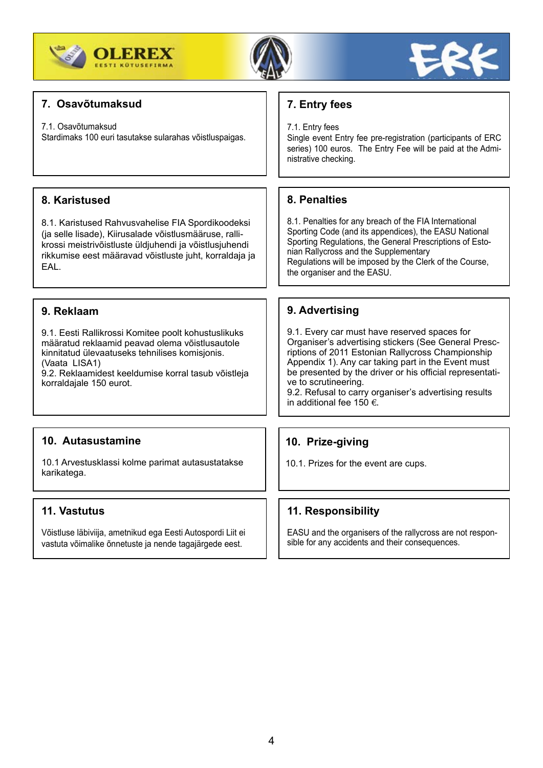## 7. Osavõtumaksud

7.1. Osavõtumaksud
Stardimaks 100 euri tasutakse sularahas võistluspaigas.

## 7. Entry fees

7.1. Entry fees
Single event Entry fee pre-registration (participants of ERC series) 100 euros. The Entry Fee will be paid at the Administrative checking.

## 8. Karistused

8.1. Karistused Rahvusvahelise FIA Spordikoodeksi (ja selle lisade), Kiirusalade võistlusmääruse, rallikrossi meistrivõistluste üldjuhendi ja võistlusjuhendi rikkumise eest määravad võistluste juht, korraldaja ja EAL.

## 8. Penalties

8.1. Penalties for any breach of the FIA International Sporting Code (and its appendices), the EASU National Sporting Regulations, the General Prescriptions of Estonian Rallycross and the Supplementary Regulations will be imposed by the Clerk of the Course, the organiser and the EASU.

## 9. Reklaam

9.1. Eesti Rallikrossi Komitee poolt kohustuslikuks määratud reklaamid peavad olema võistlusautole kinnitatud ülevaatuseks tehnilises komisjonis. (Vaata LISA1)
9.2. Reklaamidest keeldumise korral tasub võistleja korraldajale 150 eurot.

## 9. Advertising

9.1. Every car must have reserved spaces for Organiser's advertising stickers (See General Prescriptions of 2011 Estonian Rallycross Championship Appendix 1). Any car taking part in the Event must be presented by the driver or his official representative to scrutineering.
9.2. Refusal to carry organiser's advertising results in additional fee 150 €.

## 10. Autasustamine

10.1 Arvestusklassi kolme parimat autasustatakse karikatega.

## 10. Prize-giving

10.1. Prizes for the event are cups.

## 11. Vastutus

Võistluse läbiviija, ametnikud ega Eesti Autospordi Liit ei vastuta võimalike õnnetuste ja nende tagajärgede eest.

## 11. Responsibility

EASU and the organisers of the rallycross are not responsible for any accidents and their consequences.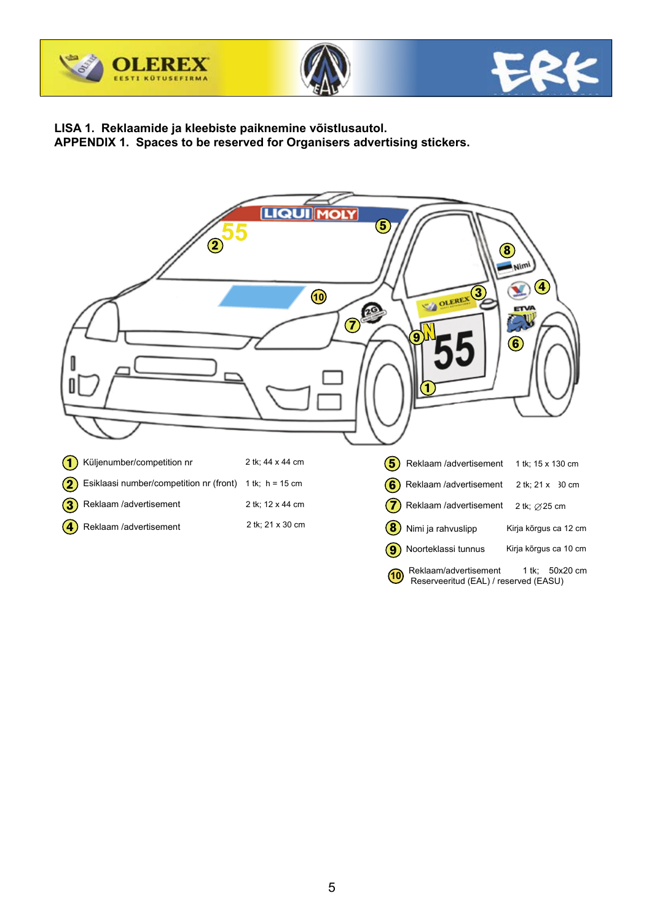**LISA 1. Reklaamide ja kleebiste paiknemine võistlusautol.**
**APPENDIX 1. Spaces to be reserved for Organisers advertising stickers.**

| | | |
|---|---|---|
| 1 | Küljenumber/competition nr | 2 tk; 44 x 44 cm |
| 2 | Esiklaasi number/competition nr (front) | 1 tk; h = 15 cm |
| 3 | Reklaam /advertisement | 2 tk; 12 x 44 cm |
| 4 | Reklaam /advertisement | 2 tk; 21 x 30 cm |
| 5 | Reklaam /advertisement | 1 tk; 15 x 130 cm |
| 6 | Reklaam /advertisement | 2 tk; 21 x 30 cm |
| 7 | Reklaam /advertisement | 2 tk; ∅25 cm |
| 8 | Nimi ja rahvuslipp | Kirja kõrgus ca 12 cm |
| 9 | Noorteklassi tunnus | Kirja kõrgus ca 10 cm |
| 10 | Reklaam/advertisement Reserveeritud (EAL) / reserved (EASU) | 1 tk; 50x20 cm |